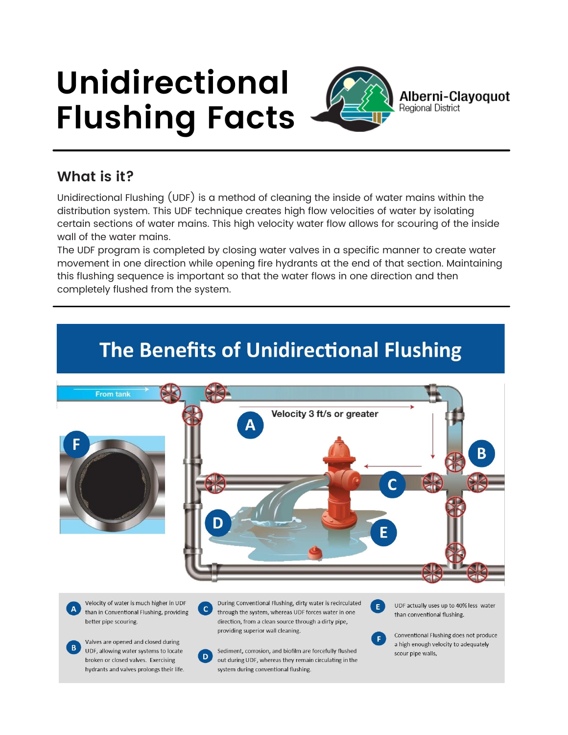# Unidirectional Flushing Facts

Alberni-Clayoquot Regional District

## What is it?

Unidirectional Flushing (UDF) is a method of cleaning the inside of water mains within the distribution system. This UDF technique creates high flow velocities of water by isolating certain sections of water mains. This high velocity water flow allows for scouring of the inside wall of the water mains.

The UDF program is completed by closing water valves in a specific manner to create water movement in one direction while opening fire hydrants at the end of that section. Maintaining this flushing sequence is important so that the water flows in one direction and then completely flushed from the system.

## The Benefits of Unidirectional Flushing

From tank

Velocity 3 ft/s or greater

**A** Velocity of water is much higher in UDF than in Conventional Flushing, providing better pipe scouring.

**B** Valves are opened and closed during UDF, allowing water systems to locate broken or closed valves. Exercising hydrants and valves prolongs their life.

**C** During Conventional Flushing, dirty water is recirculated through the system, whereas UDF forces water in one direction, from a clean source through a dirty pipe, providing superior wall cleaning.

**D** Sediment, corrosion, and biofilm are forcefully flushed out during UDF, whereas they remain circulating in the system during conventional flushing.

**E** UDF actually uses up to 40% less water than conventional flushing.

**F** Conventional Flushing does not produce a high enough velocity to adequately scour pipe walls.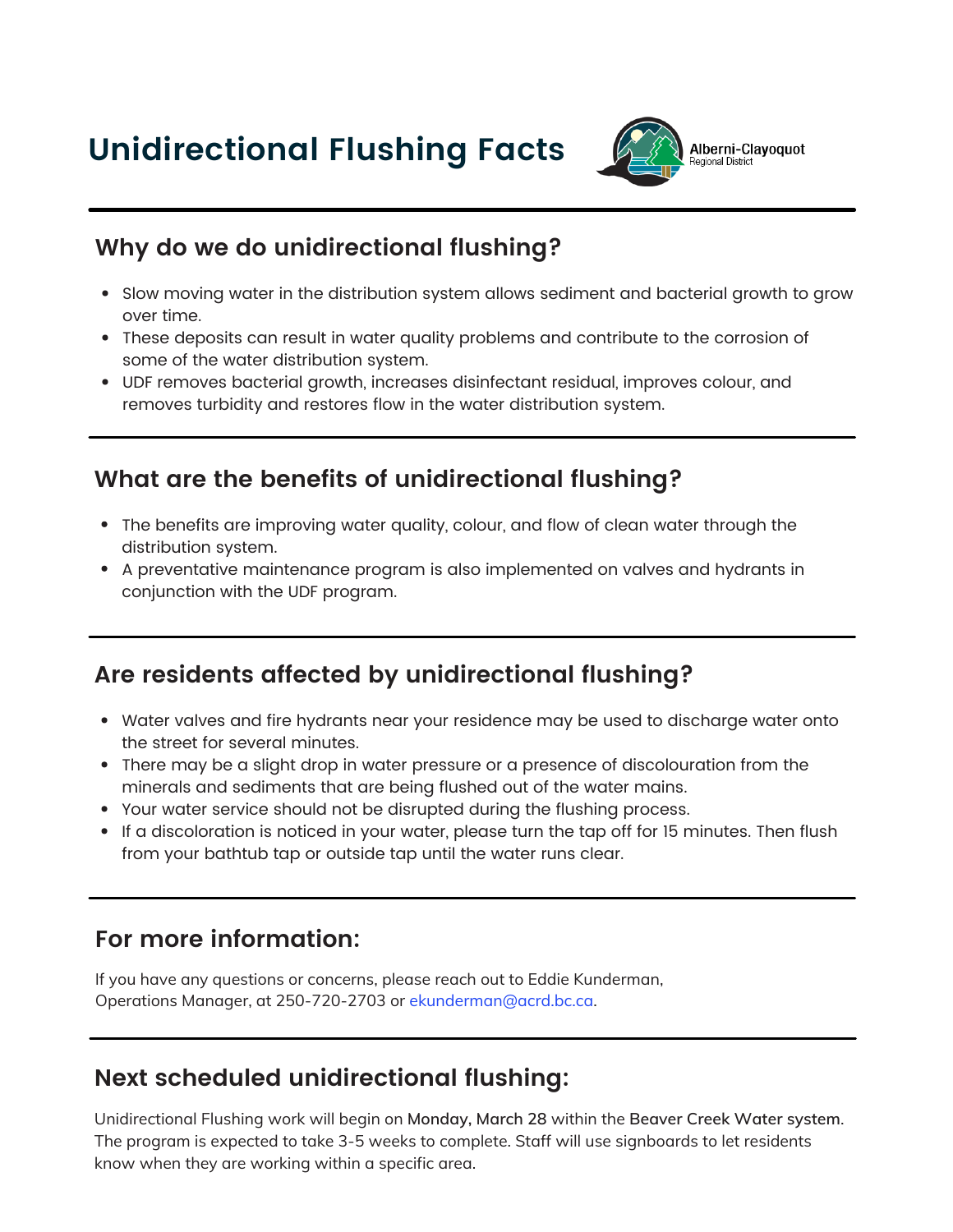# Unidirectional Flushing Facts

Alberni-Clayoquot Regional District

## Why do we do unidirectional flushing?

- Slow moving water in the distribution system allows sediment and bacterial growth to grow over time.
- These deposits can result in water quality problems and contribute to the corrosion of some of the water distribution system.
- UDF removes bacterial growth, increases disinfectant residual, improves colour, and removes turbidity and restores flow in the water distribution system.

## What are the benefits of unidirectional flushing?

- The benefits are improving water quality, colour, and flow of clean water through the distribution system.
- A preventative maintenance program is also implemented on valves and hydrants in conjunction with the UDF program.

## Are residents affected by unidirectional flushing?

- Water valves and fire hydrants near your residence may be used to discharge water onto the street for several minutes.
- There may be a slight drop in water pressure or a presence of discolouration from the minerals and sediments that are being flushed out of the water mains.
- Your water service should not be disrupted during the flushing process.
- If a discoloration is noticed in your water, please turn the tap off for 15 minutes. Then flush from your bathtub tap or outside tap until the water runs clear.

## For more information:

If you have any questions or concerns, please reach out to Eddie Kunderman, Operations Manager, at 250-720-2703 or ekunderman@acrd.bc.ca.

## Next scheduled unidirectional flushing:

Unidirectional Flushing work will begin on Monday, March 28 within the Beaver Creek Water system. The program is expected to take 3-5 weeks to complete. Staff will use signboards to let residents know when they are working within a specific area.